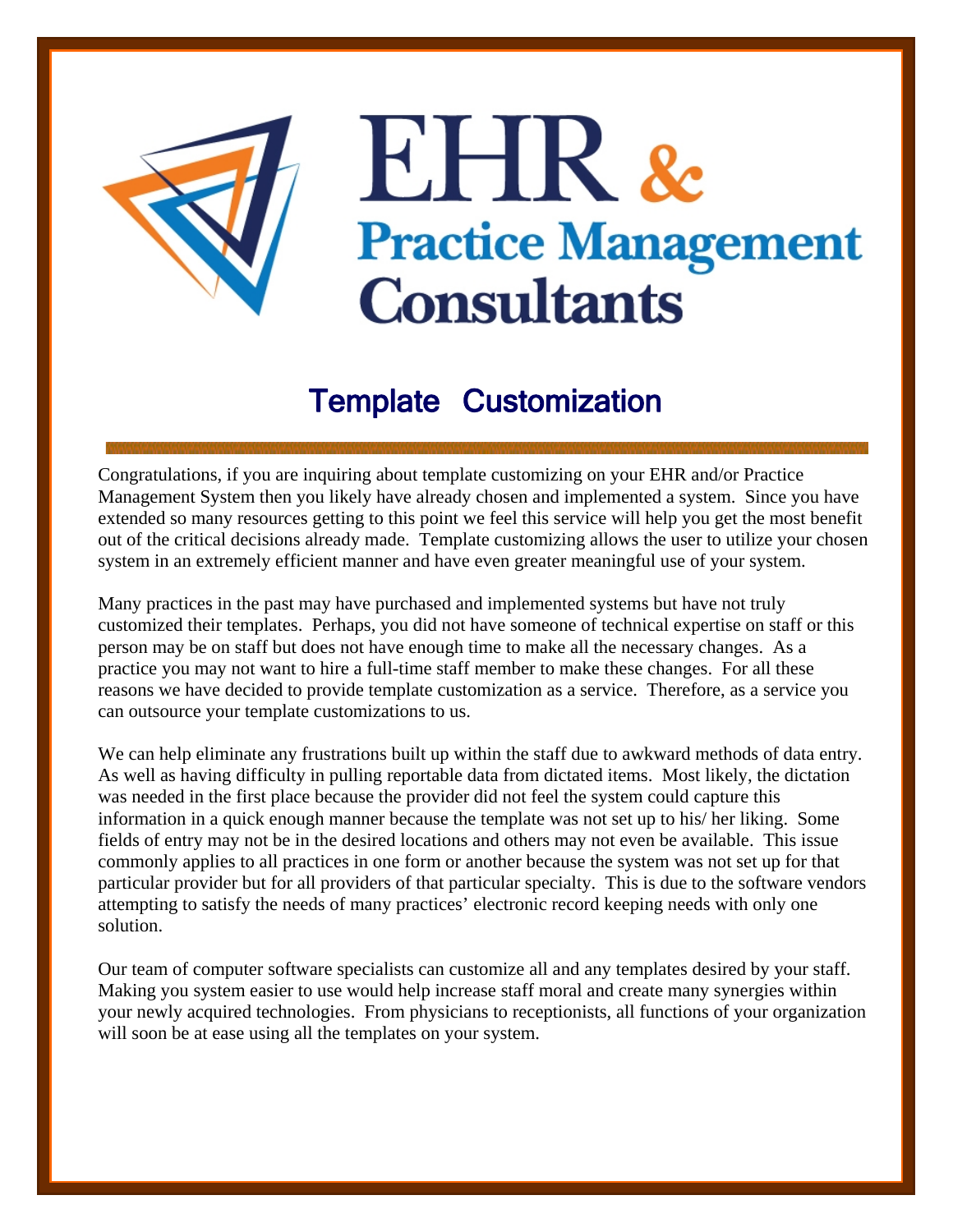# EHR & Practice Management Consultants

## Template Customization

Congratulations, if you are inquiring about template customizing on your EHR and/or Practice Management System then you likely have already chosen and implemented a system. Since you have extended so many resources getting to this point we feel this service will help you get the most benefit out of the critical decisions already made. Template customizing allows the user to utilize your chosen system in an extremely efficient manner and have even greater meaningful use of your system.

Many practices in the past may have purchased and implemented systems but have not truly customized their templates. Perhaps, you did not have someone of technical expertise on staff or this person may be on staff but does not have enough time to make all the necessary changes. As a practice you may not want to hire a full-time staff member to make these changes. For all these reasons we have decided to provide template customization as a service. Therefore, as a service you can outsource your template customizations to us.

We can help eliminate any frustrations built up within the staff due to awkward methods of data entry. As well as having difficulty in pulling reportable data from dictated items. Most likely, the dictation was needed in the first place because the provider did not feel the system could capture this information in a quick enough manner because the template was not set up to his/ her liking. Some fields of entry may not be in the desired locations and others may not even be available. This issue commonly applies to all practices in one form or another because the system was not set up for that particular provider but for all providers of that particular specialty. This is due to the software vendors attempting to satisfy the needs of many practices' electronic record keeping needs with only one solution.

Our team of computer software specialists can customize all and any templates desired by your staff. Making you system easier to use would help increase staff moral and create many synergies within your newly acquired technologies. From physicians to receptionists, all functions of your organization will soon be at ease using all the templates on your system.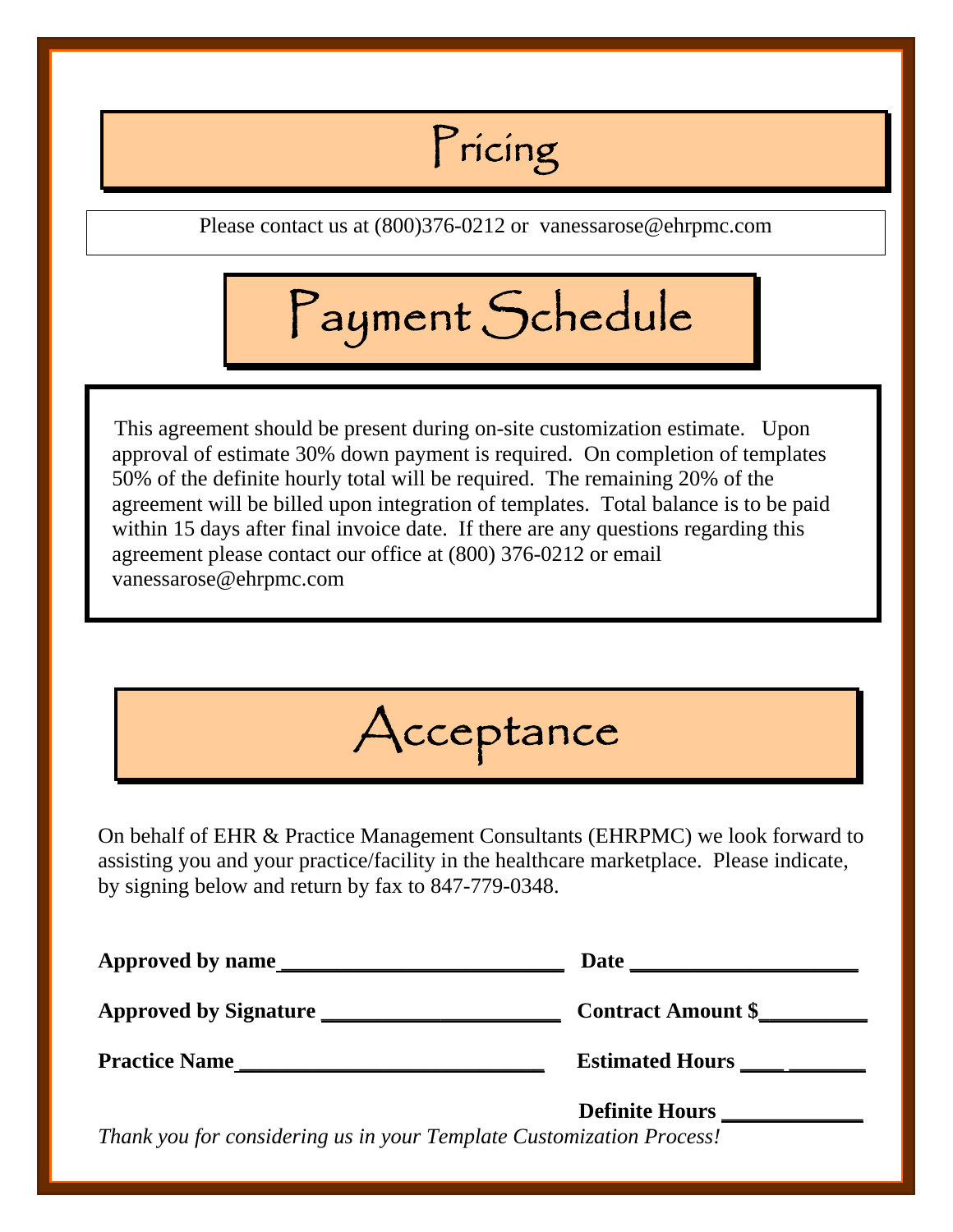# Pricing

Please contact us at (800)376-0212 or vanessarose@ehrpmc.com

# Payment Schedule

This agreement should be present during on-site customization estimate. Upon approval of estimate 30% down payment is required. On completion of templates 50% of the definite hourly total will be required. The remaining 20% of the agreement will be billed upon integration of templates. Total balance is to be paid within 15 days after final invoice date. If there are any questions regarding this agreement please contact our office at (800) 376-0212 or email vanessarose@ehrpmc.com

# Acceptance

On behalf of EHR & Practice Management Consultants (EHRPMC) we look forward to assisting you and your practice/facility in the healthcare marketplace. Please indicate, by signing below and return by fax to 847-779-0348.

**Approved by name**\_\_\_\_\_\_\_\_\_\_\_\_\_\_\_\_\_\_\_\_\_\_\_\_\_\_ **Date** \_\_\_\_\_\_\_\_\_\_\_\_\_\_\_\_\_\_\_\_\_

**Approved by Signature** \_\_\_\_\_\_\_\_\_\_\_\_\_\_\_\_\_\_\_\_\_\_ **Contract Amount $**\_\_\_\_\_\_\_\_\_\_

**Practice Name**\_\_\_\_\_\_\_\_\_\_\_\_\_\_\_\_\_\_\_\_\_\_\_\_\_\_\_\_\_ **Estimated Hours** \_\_\_\_ \_\_\_\_\_\_\_

**Definite Hours** \_\_\_\_\_\_\_\_\_\_\_\_\_

*Thank you for considering us in your Template Customization Process!*